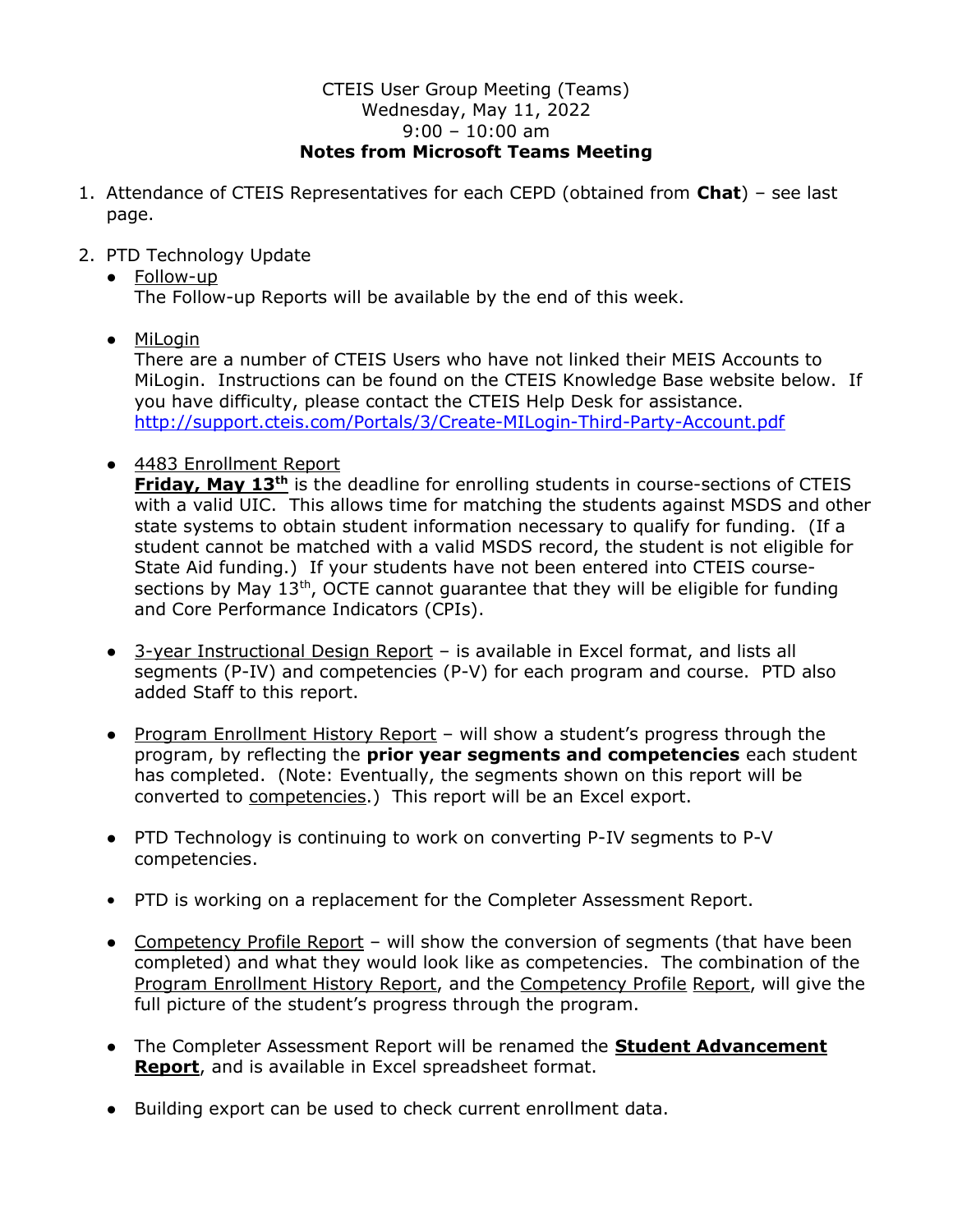CTEIS User Group Meeting (Teams)
Wednesday, May 11, 2022
9:00 – 10:00 am

**Notes from Microsoft Teams Meeting**

1. Attendance of CTEIS Representatives for each CEPD (obtained from **Chat**) – see last page.

2. PTD Technology Update
   - Follow-up
     The Follow-up Reports will be available by the end of this week.

   - MiLogin
     There are a number of CTEIS Users who have not linked their MEIS Accounts to MiLogin. Instructions can be found on the CTEIS Knowledge Base website below. If you have difficulty, please contact the CTEIS Help Desk for assistance.
     http://support.cteis.com/Portals/3/Create-MILogin-Third-Party-Account.pdf

   - 4483 Enrollment Report
     **Friday, May 13th** is the deadline for enrolling students in course-sections of CTEIS with a valid UIC. This allows time for matching the students against MSDS and other state systems to obtain student information necessary to qualify for funding. (If a student cannot be matched with a valid MSDS record, the student is not eligible for State Aid funding.) If your students have not been entered into CTEIS course-sections by May 13th, OCTE cannot guarantee that they will be eligible for funding and Core Performance Indicators (CPIs).

   - 3-year Instructional Design Report – is available in Excel format, and lists all segments (P-IV) and competencies (P-V) for each program and course. PTD also added Staff to this report.

   - Program Enrollment History Report – will show a student's progress through the program, by reflecting the **prior year segments and competencies** each student has completed. (Note: Eventually, the segments shown on this report will be converted to competencies.) This report will be an Excel export.

   - PTD Technology is continuing to work on converting P-IV segments to P-V competencies.

   - PTD is working on a replacement for the Completer Assessment Report.

   - Competency Profile Report – will show the conversion of segments (that have been completed) and what they would look like as competencies. The combination of the Program Enrollment History Report, and the Competency Profile Report, will give the full picture of the student's progress through the program.

   - The Completer Assessment Report will be renamed the **Student Advancement Report**, and is available in Excel spreadsheet format.

   - Building export can be used to check current enrollment data.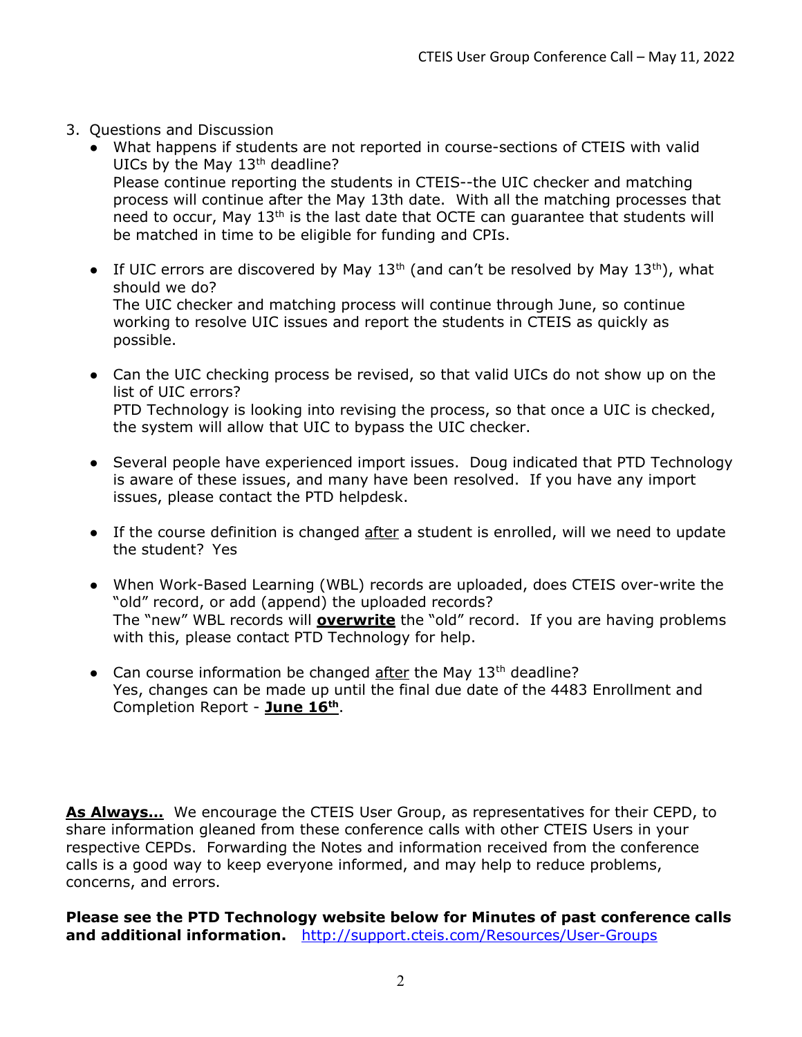3. Questions and Discussion
   - What happens if students are not reported in course-sections of CTEIS with valid UICs by the May 13th deadline?
     Please continue reporting the students in CTEIS--the UIC checker and matching process will continue after the May 13th date. With all the matching processes that need to occur, May 13th is the last date that OCTE can guarantee that students will be matched in time to be eligible for funding and CPIs.

   - If UIC errors are discovered by May 13th (and can't be resolved by May 13th), what should we do?
     The UIC checker and matching process will continue through June, so continue working to resolve UIC issues and report the students in CTEIS as quickly as possible.

   - Can the UIC checking process be revised, so that valid UICs do not show up on the list of UIC errors?
     PTD Technology is looking into revising the process, so that once a UIC is checked, the system will allow that UIC to bypass the UIC checker.

   - Several people have experienced import issues. Doug indicated that PTD Technology is aware of these issues, and many have been resolved. If you have any import issues, please contact the PTD helpdesk.

   - If the course definition is changed <u>after</u> a student is enrolled, will we need to update the student? Yes

   - When Work-Based Learning (WBL) records are uploaded, does CTEIS over-write the "old" record, or add (append) the uploaded records?
     The "new" WBL records will **<u>overwrite</u>** the "old" record. If you are having problems with this, please contact PTD Technology for help.

   - Can course information be changed <u>after</u> the May 13th deadline?
     Yes, changes can be made up until the final due date of the 4483 Enrollment and Completion Report - **<u>June 16th</u>**.

**<u>As Always…</u>** We encourage the CTEIS User Group, as representatives for their CEPD, to share information gleaned from these conference calls with other CTEIS Users in your respective CEPDs. Forwarding the Notes and information received from the conference calls is a good way to keep everyone informed, and may help to reduce problems, concerns, and errors.

**Please see the PTD Technology website below for Minutes of past conference calls and additional information.** http://support.cteis.com/Resources/User-Groups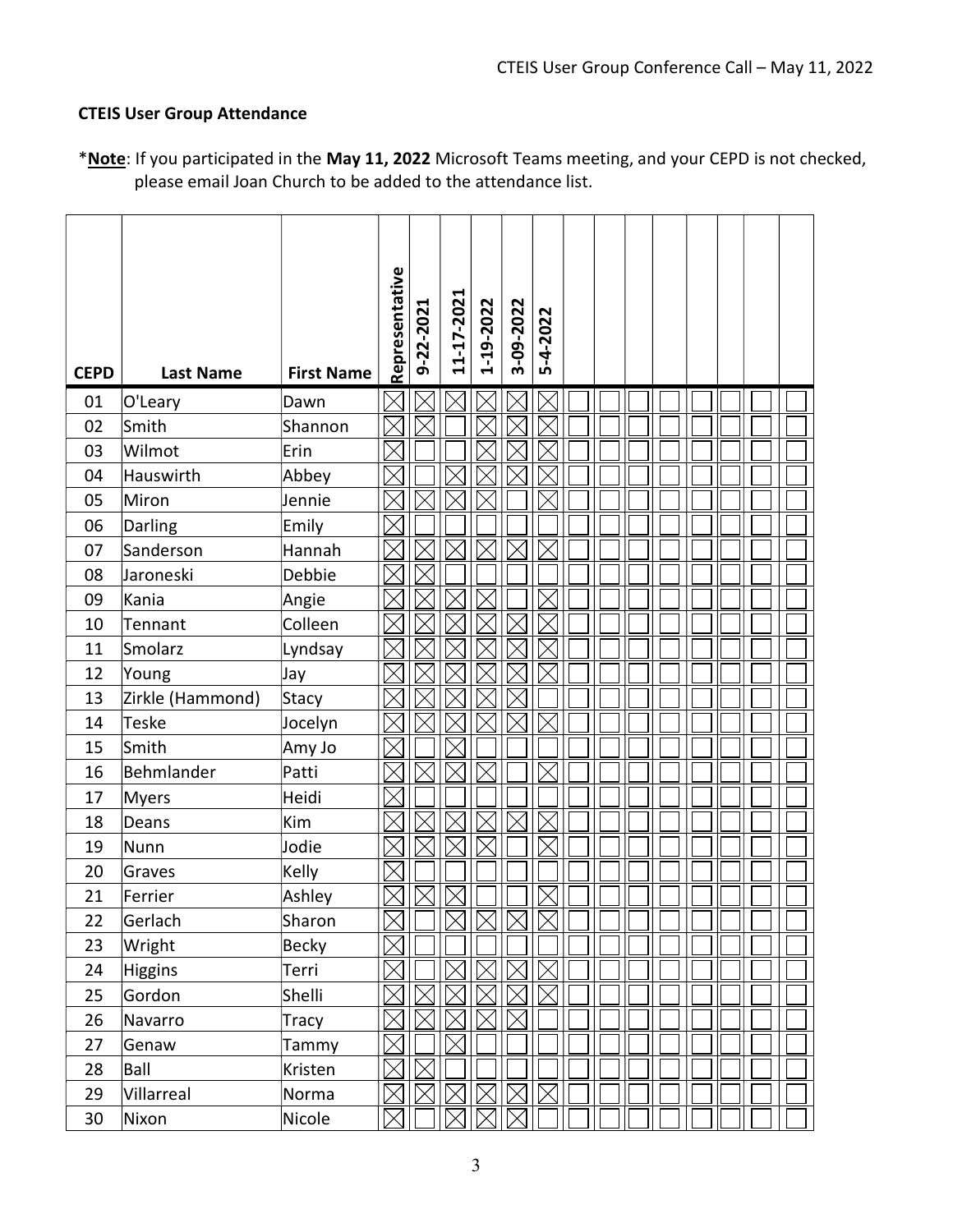**CTEIS User Group Attendance**

*__Note__: If you participated in the **May 11, 2022** Microsoft Teams meeting, and your CEPD is not checked, please email Joan Church to be added to the attendance list.

| CEPD | Last Name | First Name | Representative | 9-22-2021 | 11-17-2021 | 1-19-2022 | 3-09-2022 | 5-4-2022 | | | | | | | | |
|---|---|---|---|---|---|---|---|---|---|---|---|---|---|---|---|---|
| 01 | O'Leary | Dawn | ☒ | ☒ | ☒ | ☒ | ☒ | ☒ | ☐ | ☐ | ☐ | ☐ | ☐ | ☐ | ☐ | ☐ |
| 02 | Smith | Shannon | ☒ | ☒ | ☐ | ☒ | ☒ | ☒ | ☐ | ☐ | ☐ | ☐ | ☐ | ☐ | ☐ | ☐ |
| 03 | Wilmot | Erin | ☒ | ☐ | ☐ | ☒ | ☒ | ☒ | ☐ | ☐ | ☐ | ☐ | ☐ | ☐ | ☐ | ☐ |
| 04 | Hauswirth | Abbey | ☒ | ☐ | ☒ | ☒ | ☒ | ☒ | ☐ | ☐ | ☐ | ☐ | ☐ | ☐ | ☐ | ☐ |
| 05 | Miron | Jennie | ☒ | ☒ | ☒ | ☒ | ☐ | ☒ | ☐ | ☐ | ☐ | ☐ | ☐ | ☐ | ☐ | ☐ |
| 06 | Darling | Emily | ☒ | ☐ | ☐ | ☐ | ☐ | ☐ | ☐ | ☐ | ☐ | ☐ | ☐ | ☐ | ☐ | ☐ |
| 07 | Sanderson | Hannah | ☒ | ☒ | ☒ | ☒ | ☒ | ☒ | ☐ | ☐ | ☐ | ☐ | ☐ | ☐ | ☐ | ☐ |
| 08 | Jaroneski | Debbie | ☒ | ☒ | ☐ | ☐ | ☐ | ☐ | ☐ | ☐ | ☐ | ☐ | ☐ | ☐ | ☐ | ☐ |
| 09 | Kania | Angie | ☒ | ☒ | ☒ | ☒ | ☐ | ☒ | ☐ | ☐ | ☐ | ☐ | ☐ | ☐ | ☐ | ☐ |
| 10 | Tennant | Colleen | ☒ | ☒ | ☒ | ☒ | ☒ | ☒ | ☐ | ☐ | ☐ | ☐ | ☐ | ☐ | ☐ | ☐ |
| 11 | Smolarz | Lyndsay | ☒ | ☒ | ☒ | ☒ | ☒ | ☒ | ☐ | ☐ | ☐ | ☐ | ☐ | ☐ | ☐ | ☐ |
| 12 | Young | Jay | ☒ | ☒ | ☒ | ☒ | ☒ | ☒ | ☐ | ☐ | ☐ | ☐ | ☐ | ☐ | ☐ | ☐ |
| 13 | Zirkle (Hammond) | Stacy | ☒ | ☒ | ☒ | ☒ | ☒ | ☐ | ☐ | ☐ | ☐ | ☐ | ☐ | ☐ | ☐ | ☐ |
| 14 | Teske | Jocelyn | ☒ | ☒ | ☒ | ☒ | ☒ | ☒ | ☐ | ☐ | ☐ | ☐ | ☐ | ☐ | ☐ | ☐ |
| 15 | Smith | Amy Jo | ☒ | ☐ | ☒ | ☐ | ☐ | ☐ | ☐ | ☐ | ☐ | ☐ | ☐ | ☐ | ☐ | ☐ |
| 16 | Behmlander | Patti | ☒ | ☒ | ☒ | ☒ | ☐ | ☒ | ☐ | ☐ | ☐ | ☐ | ☐ | ☐ | ☐ | ☐ |
| 17 | Myers | Heidi | ☒ | ☐ | ☐ | ☐ | ☐ | ☐ | ☐ | ☐ | ☐ | ☐ | ☐ | ☐ | ☐ | ☐ |
| 18 | Deans | Kim | ☒ | ☒ | ☒ | ☒ | ☒ | ☒ | ☐ | ☐ | ☐ | ☐ | ☐ | ☐ | ☐ | ☐ |
| 19 | Nunn | Jodie | ☒ | ☒ | ☒ | ☒ | ☐ | ☒ | ☐ | ☐ | ☐ | ☐ | ☐ | ☐ | ☐ | ☐ |
| 20 | Graves | Kelly | ☒ | ☐ | ☐ | ☐ | ☐ | ☐ | ☐ | ☐ | ☐ | ☐ | ☐ | ☐ | ☐ | ☐ |
| 21 | Ferrier | Ashley | ☒ | ☒ | ☒ | ☐ | ☐ | ☒ | ☐ | ☐ | ☐ | ☐ | ☐ | ☐ | ☐ | ☐ |
| 22 | Gerlach | Sharon | ☒ | ☐ | ☒ | ☒ | ☒ | ☒ | ☐ | ☐ | ☐ | ☐ | ☐ | ☐ | ☐ | ☐ |
| 23 | Wright | Becky | ☒ | ☐ | ☐ | ☐ | ☐ | ☐ | ☐ | ☐ | ☐ | ☐ | ☐ | ☐ | ☐ | ☐ |
| 24 | Higgins | Terri | ☒ | ☐ | ☒ | ☒ | ☒ | ☒ | ☐ | ☐ | ☐ | ☐ | ☐ | ☐ | ☐ | ☐ |
| 25 | Gordon | Shelli | ☒ | ☒ | ☒ | ☒ | ☒ | ☒ | ☐ | ☐ | ☐ | ☐ | ☐ | ☐ | ☐ | ☐ |
| 26 | Navarro | Tracy | ☒ | ☒ | ☒ | ☒ | ☒ | ☐ | ☐ | ☐ | ☐ | ☐ | ☐ | ☐ | ☐ | ☐ |
| 27 | Genaw | Tammy | ☒ | ☐ | ☒ | ☐ | ☐ | ☐ | ☐ | ☐ | ☐ | ☐ | ☐ | ☐ | ☐ | ☐ |
| 28 | Ball | Kristen | ☒ | ☒ | ☐ | ☐ | ☐ | ☐ | ☐ | ☐ | ☐ | ☐ | ☐ | ☐ | ☐ | ☐ |
| 29 | Villarreal | Norma | ☒ | ☒ | ☒ | ☒ | ☒ | ☒ | ☐ | ☐ | ☐ | ☐ | ☐ | ☐ | ☐ | ☐ |
| 30 | Nixon | Nicole | ☒ | ☐ | ☒ | ☒ | ☒ | ☐ | ☐ | ☐ | ☐ | ☐ | ☐ | ☐ | ☐ | ☐ |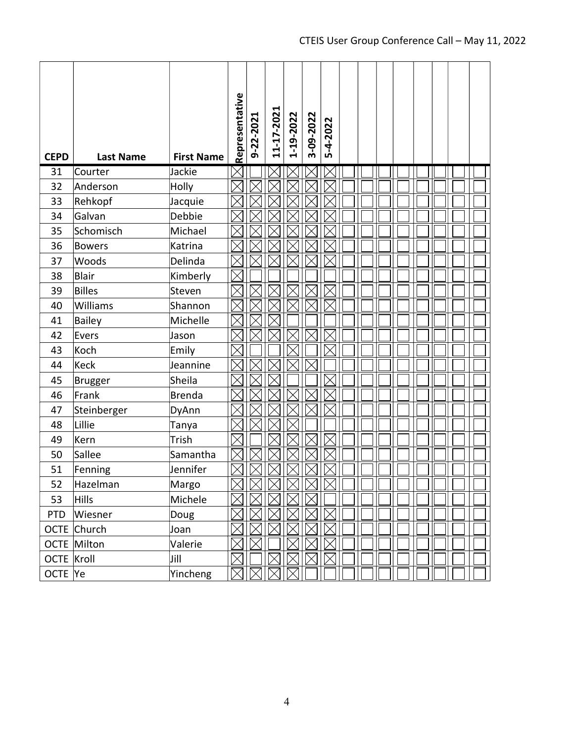| CEPD | Last Name | First Name | Representative | 9-22-2021 | 11-17-2021 | 1-19-2022 | 3-09-2022 | 5-4-2022 |
|---|---|---|---|---|---|---|---|---|
| 31 | Courter | Jackie | X | | X | X | X | X |
| 32 | Anderson | Holly | X | X | X | X | X | X |
| 33 | Rehkopf | Jacquie | X | X | X | X | X | X |
| 34 | Galvan | Debbie | X | X | X | X | X | X |
| 35 | Schomisch | Michael | X | X | X | X | X | X |
| 36 | Bowers | Katrina | X | X | X | X | X | X |
| 37 | Woods | Delinda | X | X | X | X | X | X |
| 38 | Blair | Kimberly | X | | | | | |
| 39 | Billes | Steven | X | X | X | X | X | X |
| 40 | Williams | Shannon | X | X | X | X | X | X |
| 41 | Bailey | Michelle | X | X | X | | | |
| 42 | Evers | Jason | X | X | X | X | X | X |
| 43 | Koch | Emily | X | | | X | | X |
| 44 | Keck | Jeannine | X | X | X | X | X | |
| 45 | Brugger | Sheila | X | X | X | | | X |
| 46 | Frank | Brenda | X | X | X | X | X | X |
| 47 | Steinberger | DyAnn | X | X | X | X | X | X |
| 48 | Lillie | Tanya | X | X | X | X | | |
| 49 | Kern | Trish | X | | X | X | X | X |
| 50 | Sallee | Samantha | X | X | X | X | X | X |
| 51 | Fenning | Jennifer | X | X | X | X | X | X |
| 52 | Hazelman | Margo | X | X | X | X | X | X |
| 53 | Hills | Michele | X | X | X | X | X | |
| PTD | Wiesner | Doug | X | X | X | X | X | X |
| OCTE | Church | Joan | X | X | X | X | X | X |
| OCTE | Milton | Valerie | X | X | | X | X | X |
| OCTE | Kroll | Jill | X | | X | X | X | X |
| OCTE | Ye | Yincheng | X | X | X | X | | |